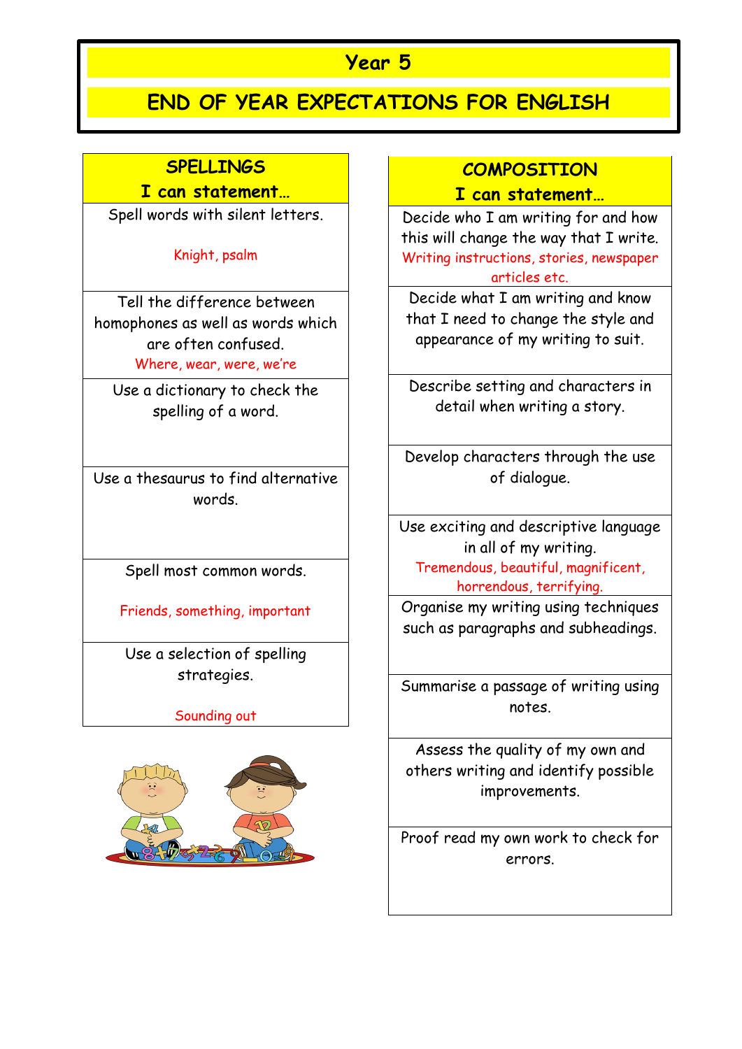# Year 5

## END OF YEAR EXPECTATIONS FOR ENGLISH

| SPELLINGS<br>**I can statement…** |
|---|
| Spell words with silent letters.<br><br>Knight, psalm |
| Tell the difference between homophones as well as words which are often confused.<br>Where, wear, were, we're |
| Use a dictionary to check the spelling of a word. |
| Use a thesaurus to find alternative words. |
| Spell most common words.<br><br>Friends, something, important |
| Use a selection of spelling strategies.<br><br>Sounding out |

| COMPOSITION<br>**I can statement…** |
|---|
| Decide who I am writing for and how this will change the way that I write.<br>Writing instructions, stories, newspaper articles etc. |
| Decide what I am writing and know that I need to change the style and appearance of my writing to suit. |
| Describe setting and characters in detail when writing a story. |
| Develop characters through the use of dialogue. |
| Use exciting and descriptive language in all of my writing.<br>Tremendous, beautiful, magnificent, horrendous, terrifying. |
| Organise my writing using techniques such as paragraphs and subheadings. |
| Summarise a passage of writing using notes. |
| Assess the quality of my own and others writing and identify possible improvements. |
| Proof read my own work to check for errors. |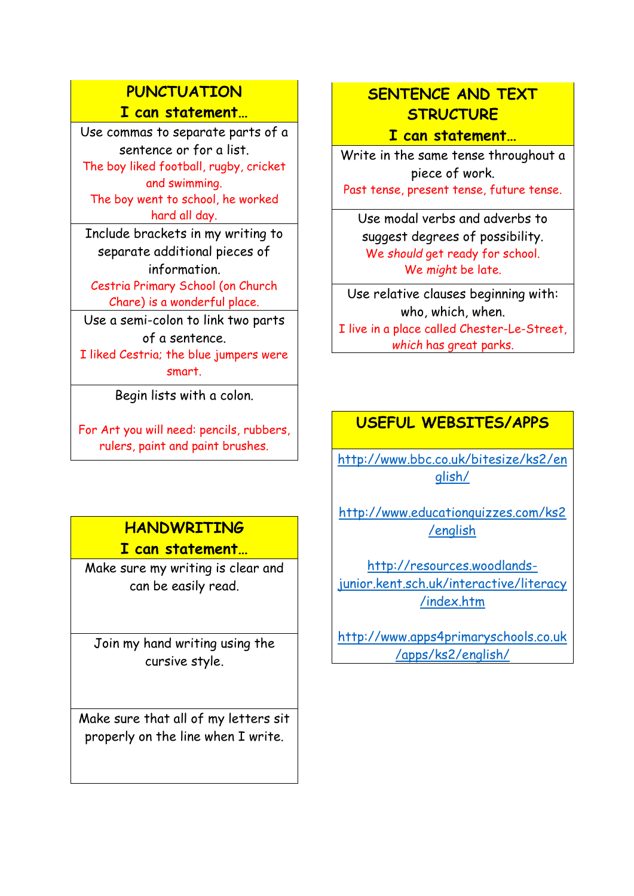## PUNCTUATION
**I can statement…**

Use commas to separate parts of a sentence or for a list.

The boy liked football, rugby, cricket and swimming.

The boy went to school, he worked hard all day.

Include brackets in my writing to separate additional pieces of information.

Cestria Primary School (on Church Chare) is a wonderful place.

Use a semi-colon to link two parts of a sentence.

I liked Cestria; the blue jumpers were smart.

Begin lists with a colon.

For Art you will need: pencils, rubbers, rulers, paint and paint brushes.

## HANDWRITING
**I can statement…**

Make sure my writing is clear and can be easily read.

Join my hand writing using the cursive style.

Make sure that all of my letters sit properly on the line when I write.

## SENTENCE AND TEXT STRUCTURE
**I can statement…**

Write in the same tense throughout a piece of work.

Past tense, present tense, future tense.

Use modal verbs and adverbs to suggest degrees of possibility.

We *should* get ready for school.

We *might* be late.

Use relative clauses beginning with: who, which, when.

I live in a place called Chester-Le-Street, *which* has great parks.

## USEFUL WEBSITES/APPS

http://www.bbc.co.uk/bitesize/ks2/english/

http://www.educationquizzes.com/ks2/english

http://resources.woodlands-junior.kent.sch.uk/interactive/literacy/index.htm

http://www.apps4primaryschools.co.uk/apps/ks2/english/